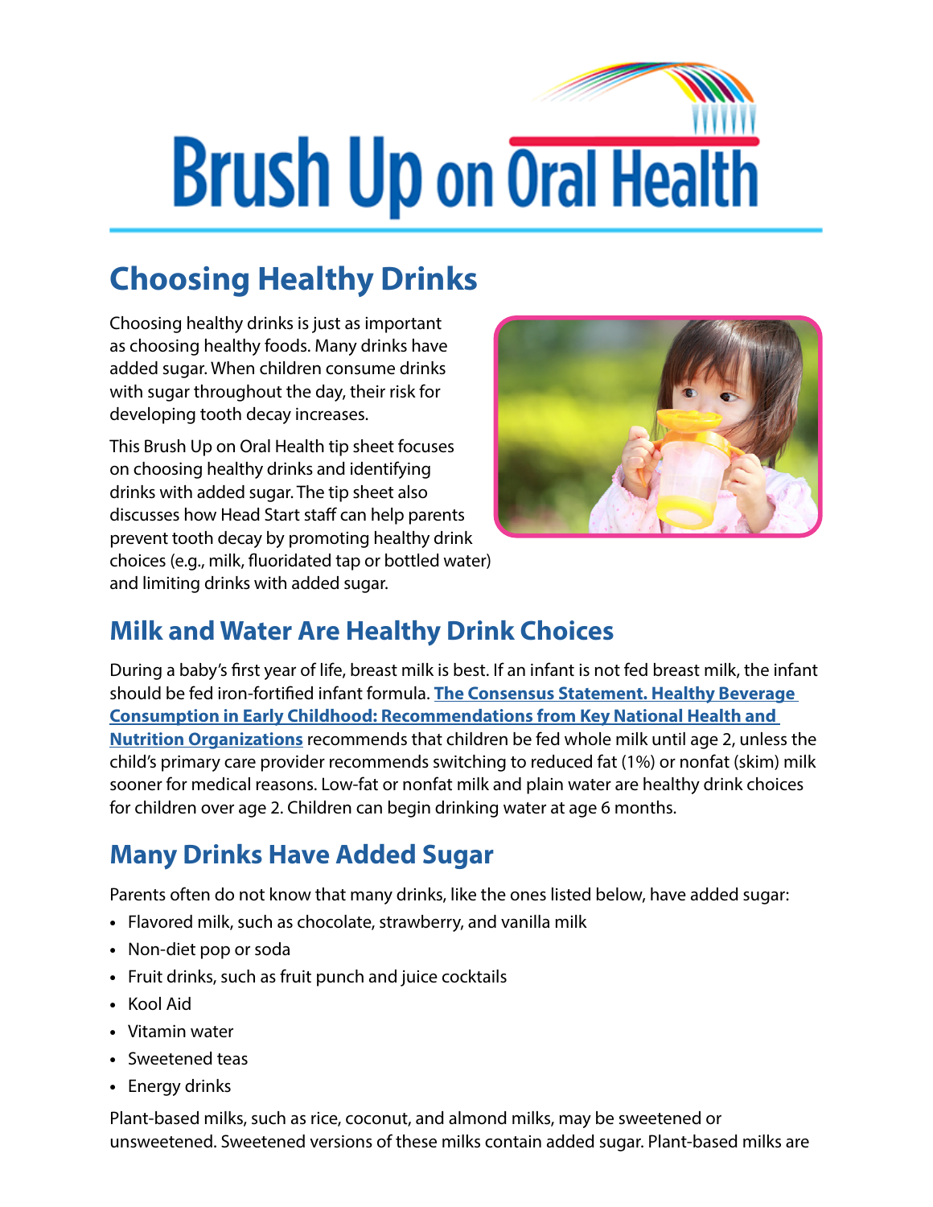# Brush Up on Oral Health

## Choosing Healthy Drinks

Choosing healthy drinks is just as important as choosing healthy foods. Many drinks have added sugar. When children consume drinks with sugar throughout the day, their risk for developing tooth decay increases.

This Brush Up on Oral Health tip sheet focuses on choosing healthy drinks and identifying drinks with added sugar. The tip sheet also discusses how Head Start staff can help parents prevent tooth decay by promoting healthy drink choices (e.g., milk, fluoridated tap or bottled water) and limiting drinks with added sugar.

## Milk and Water Are Healthy Drink Choices

During a baby's first year of life, breast milk is best. If an infant is not fed breast milk, the infant should be fed iron-fortified infant formula. **The Consensus Statement. Healthy Beverage Consumption in Early Childhood: Recommendations from Key National Health and Nutrition Organizations** recommends that children be fed whole milk until age 2, unless the child's primary care provider recommends switching to reduced fat (1%) or nonfat (skim) milk sooner for medical reasons. Low-fat or nonfat milk and plain water are healthy drink choices for children over age 2. Children can begin drinking water at age 6 months.

## Many Drinks Have Added Sugar

Parents often do not know that many drinks, like the ones listed below, have added sugar:

- Flavored milk, such as chocolate, strawberry, and vanilla milk
- Non-diet pop or soda
- Fruit drinks, such as fruit punch and juice cocktails
- Kool Aid
- Vitamin water
- Sweetened teas
- Energy drinks

Plant-based milks, such as rice, coconut, and almond milks, may be sweetened or unsweetened. Sweetened versions of these milks contain added sugar. Plant-based milks are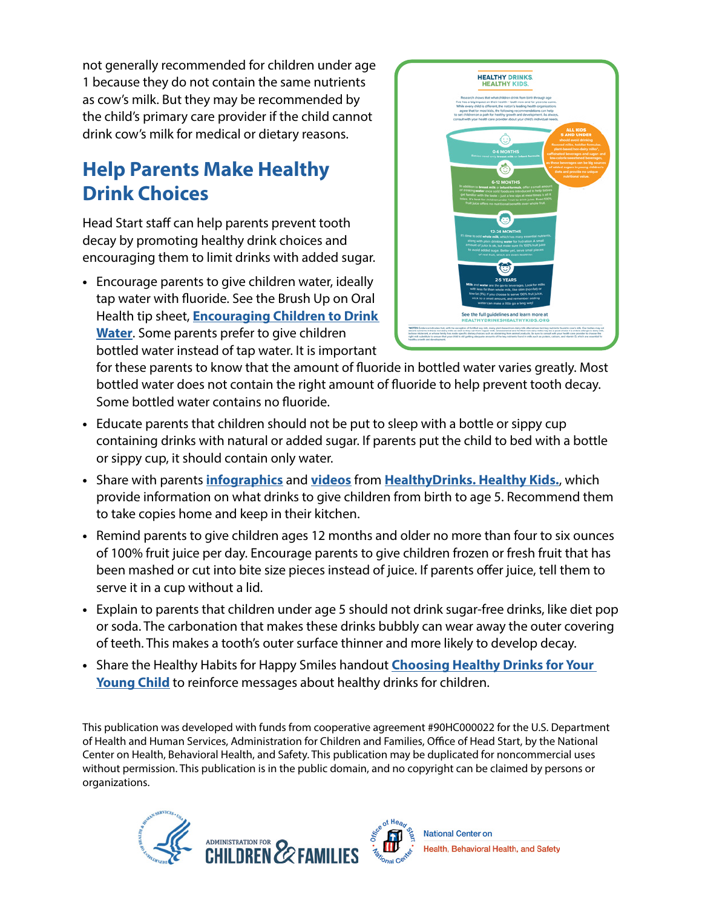not generally recommended for children under age 1 because they do not contain the same nutrients as cow's milk. But they may be recommended by the child's primary care provider if the child cannot drink cow's milk for medical or dietary reasons.

## Help Parents Make Healthy Drink Choices

Head Start staff can help parents prevent tooth decay by promoting healthy drink choices and encouraging them to limit drinks with added sugar.

- Encourage parents to give children water, ideally tap water with fluoride. See the Brush Up on Oral Health tip sheet, **Encouraging Children to Drink Water**. Some parents prefer to give children bottled water instead of tap water. It is important for these parents to know that the amount of fluoride in bottled water varies greatly. Most bottled water does not contain the right amount of fluoride to help prevent tooth decay. Some bottled water contains no fluoride.
- Educate parents that children should not be put to sleep with a bottle or sippy cup containing drinks with natural or added sugar. If parents put the child to bed with a bottle or sippy cup, it should contain only water.
- Share with parents **infographics** and **videos** from **HealthyDrinks. Healthy Kids.**, which provide information on what drinks to give children from birth to age 5. Recommend them to take copies home and keep in their kitchen.
- Remind parents to give children ages 12 months and older no more than four to six ounces of 100% fruit juice per day. Encourage parents to give children frozen or fresh fruit that has been mashed or cut into bite size pieces instead of juice. If parents offer juice, tell them to serve it in a cup without a lid.
- Explain to parents that children under age 5 should not drink sugar-free drinks, like diet pop or soda. The carbonation that makes these drinks bubbly can wear away the outer covering of teeth. This makes a tooth's outer surface thinner and more likely to develop decay.
- Share the Healthy Habits for Happy Smiles handout **Choosing Healthy Drinks for Your Young Child** to reinforce messages about healthy drinks for children.

This publication was developed with funds from cooperative agreement #90HC000022 for the U.S. Department of Health and Human Services, Administration for Children and Families, Office of Head Start, by the National Center on Health, Behavioral Health, and Safety. This publication may be duplicated for noncommercial uses without permission. This publication is in the public domain, and no copyright can be claimed by persons or organizations.